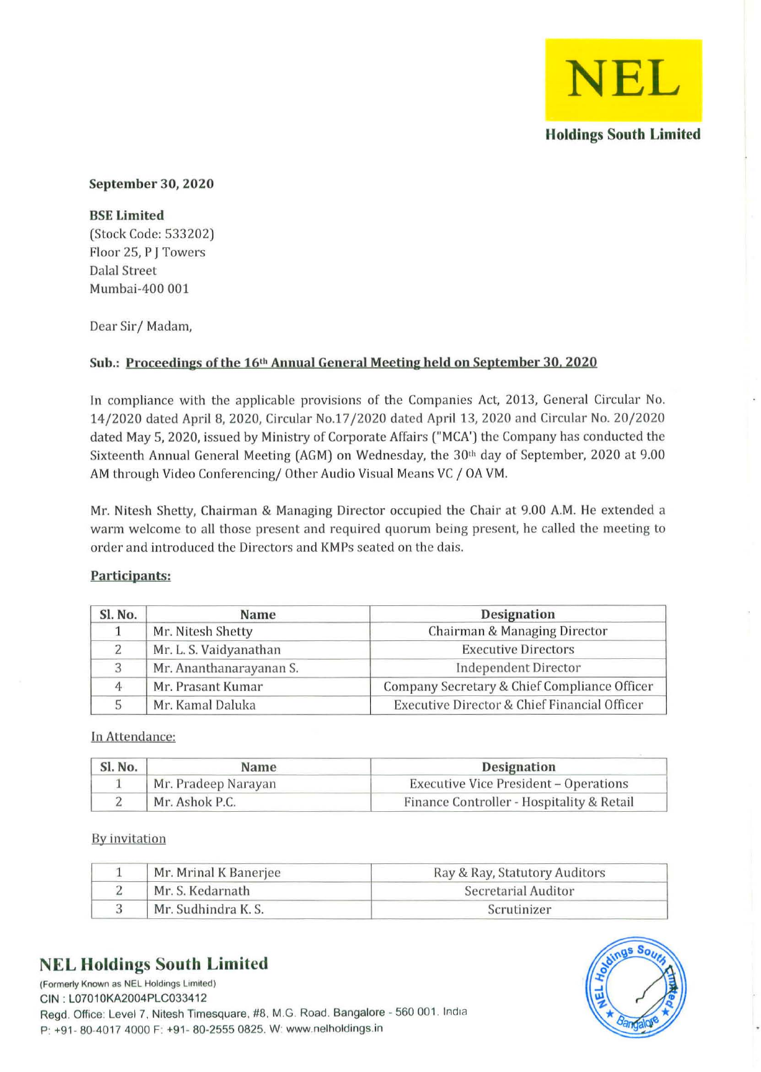NEL

Holdings South Limited

**September 30, 2020**

**BSE Limited**
(Stock Code: 533202)
Floor 25, P J Towers
Dalal Street
Mumbai-400 001

Dear Sir/ Madam,

**Sub.: Proceedings of the 16th Annual General Meeting held on September 30, 2020**

In compliance with the applicable provisions of the Companies Act, 2013, General Circular No. 14/2020 dated April 8, 2020, Circular No.17/2020 dated April 13, 2020 and Circular No. 20/2020 dated May 5, 2020, issued by Ministry of Corporate Affairs ("MCA') the Company has conducted the Sixteenth Annual General Meeting (AGM) on Wednesday, the 30th day of September, 2020 at 9.00 AM through Video Conferencing/ Other Audio Visual Means VC / OA VM.

Mr. Nitesh Shetty, Chairman & Managing Director occupied the Chair at 9.00 A.M. He extended a warm welcome to all those present and required quorum being present, he called the meeting to order and introduced the Directors and KMPs seated on the dais.

**Participants:**

| Sl. No. | Name | Designation |
|---|---|---|
| 1 | Mr. Nitesh Shetty | Chairman & Managing Director |
| 2 | Mr. L. S. Vaidyanathan | Executive Directors |
| 3 | Mr. Ananthanarayanan S. | Independent Director |
| 4 | Mr. Prasant Kumar | Company Secretary & Chief Compliance Officer |
| 5 | Mr. Kamal Daluka | Executive Director & Chief Financial Officer |

In Attendance:

| Sl. No. | Name | Designation |
|---|---|---|
| 1 | Mr. Pradeep Narayan | Executive Vice President – Operations |
| 2 | Mr. Ashok P.C. | Finance Controller - Hospitality & Retail |

By invitation

| | | |
|---|---|---|
| 1 | Mr. Mrinal K Banerjee | Ray & Ray, Statutory Auditors |
| 2 | Mr. S. Kedarnath | Secretarial Auditor |
| 3 | Mr. Sudhindra K. S. | Scrutinizer |

**NEL Holdings South Limited**
(Formerly Known as NEL Holdings Limited)
CIN : L07010KA2004PLC033412
Regd. Office: Level 7, Nitesh Timesquare, #8, M.G. Road, Bangalore - 560 001. India
P: +91- 80-4017 4000 F: +91- 80-2555 0825. W: www.nelholdings.in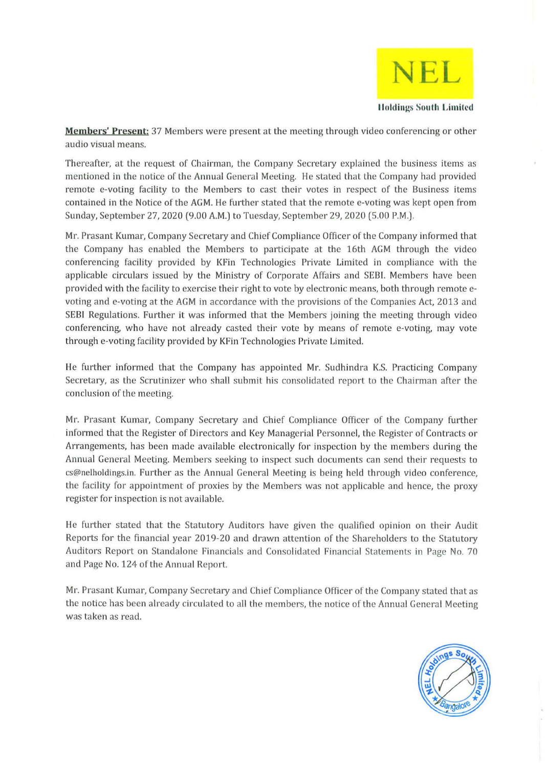**Members' Present:** 37 Members were present at the meeting through video conferencing or other audio visual means.

Thereafter, at the request of Chairman, the Company Secretary explained the business items as mentioned in the notice of the Annual General Meeting. He stated that the Company had provided remote e-voting facility to the Members to cast their votes in respect of the Business items contained in the Notice of the AGM. He further stated that the remote e-voting was kept open from Sunday, September 27, 2020 (9.00 A.M.) to Tuesday, September 29, 2020 (5.00 P.M.).

Mr. Prasant Kumar, Company Secretary and Chief Compliance Officer of the Company informed that the Company has enabled the Members to participate at the 16th AGM through the video conferencing facility provided by KFin Technologies Private Limited in compliance with the applicable circulars issued by the Ministry of Corporate Affairs and SEBI. Members have been provided with the facility to exercise their right to vote by electronic means, both through remote e-voting and e-voting at the AGM in accordance with the provisions of the Companies Act, 2013 and SEBI Regulations. Further it was informed that the Members joining the meeting through video conferencing, who have not already casted their vote by means of remote e-voting, may vote through e-voting facility provided by KFin Technologies Private Limited.

He further informed that the Company has appointed Mr. Sudhindra K.S. Practicing Company Secretary, as the Scrutinizer who shall submit his consolidated report to the Chairman after the conclusion of the meeting.

Mr. Prasant Kumar, Company Secretary and Chief Compliance Officer of the Company further informed that the Register of Directors and Key Managerial Personnel, the Register of Contracts or Arrangements, has been made available electronically for inspection by the members during the Annual General Meeting. Members seeking to inspect such documents can send their requests to cs@nelholdings.in. Further as the Annual General Meeting is being held through video conference, the facility for appointment of proxies by the Members was not applicable and hence, the proxy register for inspection is not available.

He further stated that the Statutory Auditors have given the qualified opinion on their Audit Reports for the financial year 2019-20 and drawn attention of the Shareholders to the Statutory Auditors Report on Standalone Financials and Consolidated Financial Statements in Page No. 70 and Page No. 124 of the Annual Report.

Mr. Prasant Kumar, Company Secretary and Chief Compliance Officer of the Company stated that as the notice has been already circulated to all the members, the notice of the Annual General Meeting was taken as read.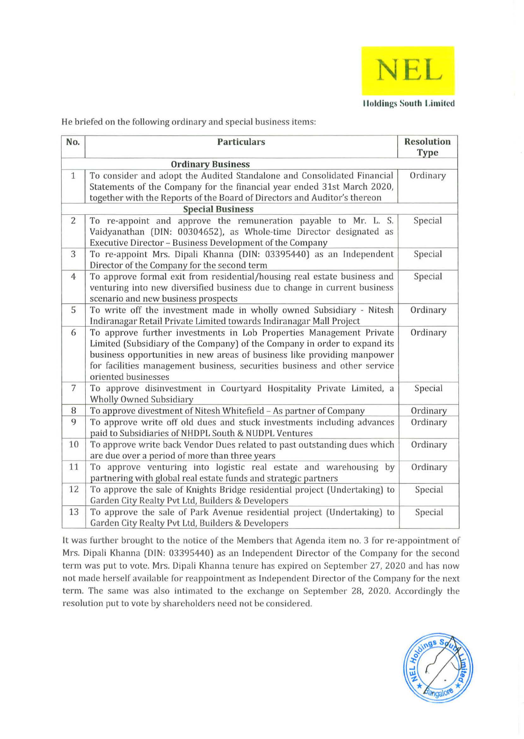NEL

Holdings South Limited

He briefed on the following ordinary and special business items:

| No. | Particulars | Resolution Type |
|---|---|---|
| | **Ordinary Business** | |
| 1 | To consider and adopt the Audited Standalone and Consolidated Financial Statements of the Company for the financial year ended 31st March 2020, together with the Reports of the Board of Directors and Auditor's thereon | Ordinary |
| | **Special Business** | |
| 2 | To re-appoint and approve the remuneration payable to Mr. L. S. Vaidyanathan (DIN: 00304652), as Whole-time Director designated as Executive Director – Business Development of the Company | Special |
| 3 | To re-appoint Mrs. Dipali Khanna (DIN: 03395440) as an Independent Director of the Company for the second term | Special |
| 4 | To approve formal exit from residential/housing real estate business and venturing into new diversified business due to change in current business scenario and new business prospects | Special |
| 5 | To write off the investment made in wholly owned Subsidiary - Nitesh Indiranagar Retail Private Limited towards Indiranagar Mall Project | Ordinary |
| 6 | To approve further investments in Lob Properties Management Private Limited (Subsidiary of the Company) of the Company in order to expand its business opportunities in new areas of business like providing manpower for facilities management business, securities business and other service oriented businesses | Ordinary |
| 7 | To approve disinvestment in Courtyard Hospitality Private Limited, a Wholly Owned Subsidiary | Special |
| 8 | To approve divestment of Nitesh Whitefield – As partner of Company | Ordinary |
| 9 | To approve write off old dues and stuck investments including advances paid to Subsidiaries of NHDPL South & NUDPL Ventures | Ordinary |
| 10 | To approve write back Vendor Dues related to past outstanding dues which are due over a period of more than three years | Ordinary |
| 11 | To approve venturing into logistic real estate and warehousing by partnering with global real estate funds and strategic partners | Ordinary |
| 12 | To approve the sale of Knights Bridge residential project (Undertaking) to Garden City Realty Pvt Ltd, Builders & Developers | Special |
| 13 | To approve the sale of Park Avenue residential project (Undertaking) to Garden City Realty Pvt Ltd, Builders & Developers | Special |

It was further brought to the notice of the Members that Agenda item no. 3 for re-appointment of Mrs. Dipali Khanna (DIN: 03395440) as an Independent Director of the Company for the second term was put to vote. Mrs. Dipali Khanna tenure has expired on September 27, 2020 and has now not made herself available for reappointment as Independent Director of the Company for the next term. The same was also intimated to the exchange on September 28, 2020. Accordingly the resolution put to vote by shareholders need not be considered.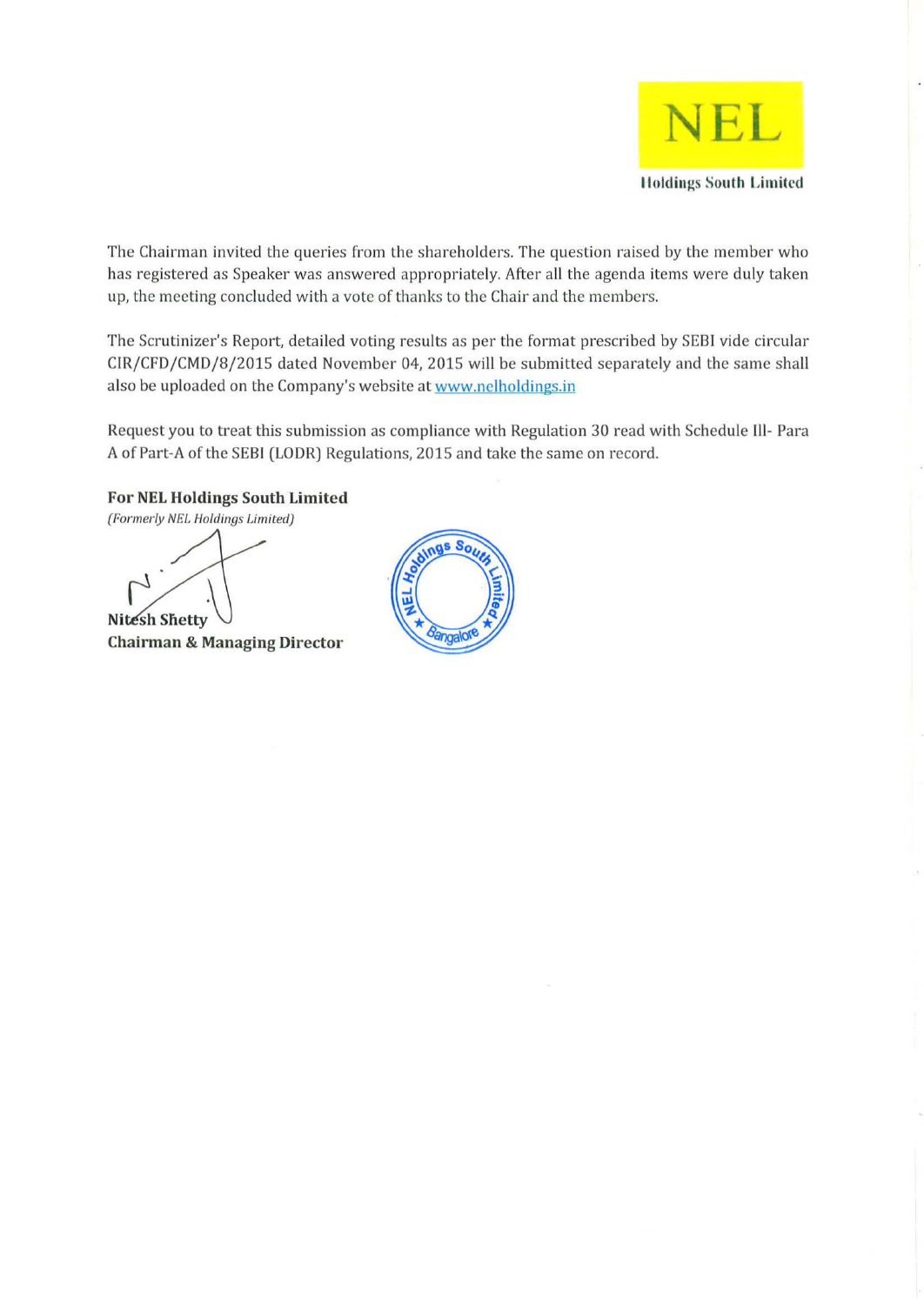NEL

Holdings South Limited

The Chairman invited the queries from the shareholders. The question raised by the member who has registered as Speaker was answered appropriately. After all the agenda items were duly taken up, the meeting concluded with a vote of thanks to the Chair and the members.

The Scrutinizer's Report, detailed voting results as per the format prescribed by SEBI vide circular CIR/CFD/CMD/8/2015 dated November 04, 2015 will be submitted separately and the same shall also be uploaded on the Company's website at www.nelholdings.in

Request you to treat this submission as compliance with Regulation 30 read with Schedule III- Para A of Part-A of the SEBI (LODR) Regulations, 2015 and take the same on record.

**For NEL Holdings South Limited**
*(Formerly NEL Holdings Limited)*

**Nitesh Shetty**
**Chairman & Managing Director**

NEL Holdings South Limited ★ Bangalore ★